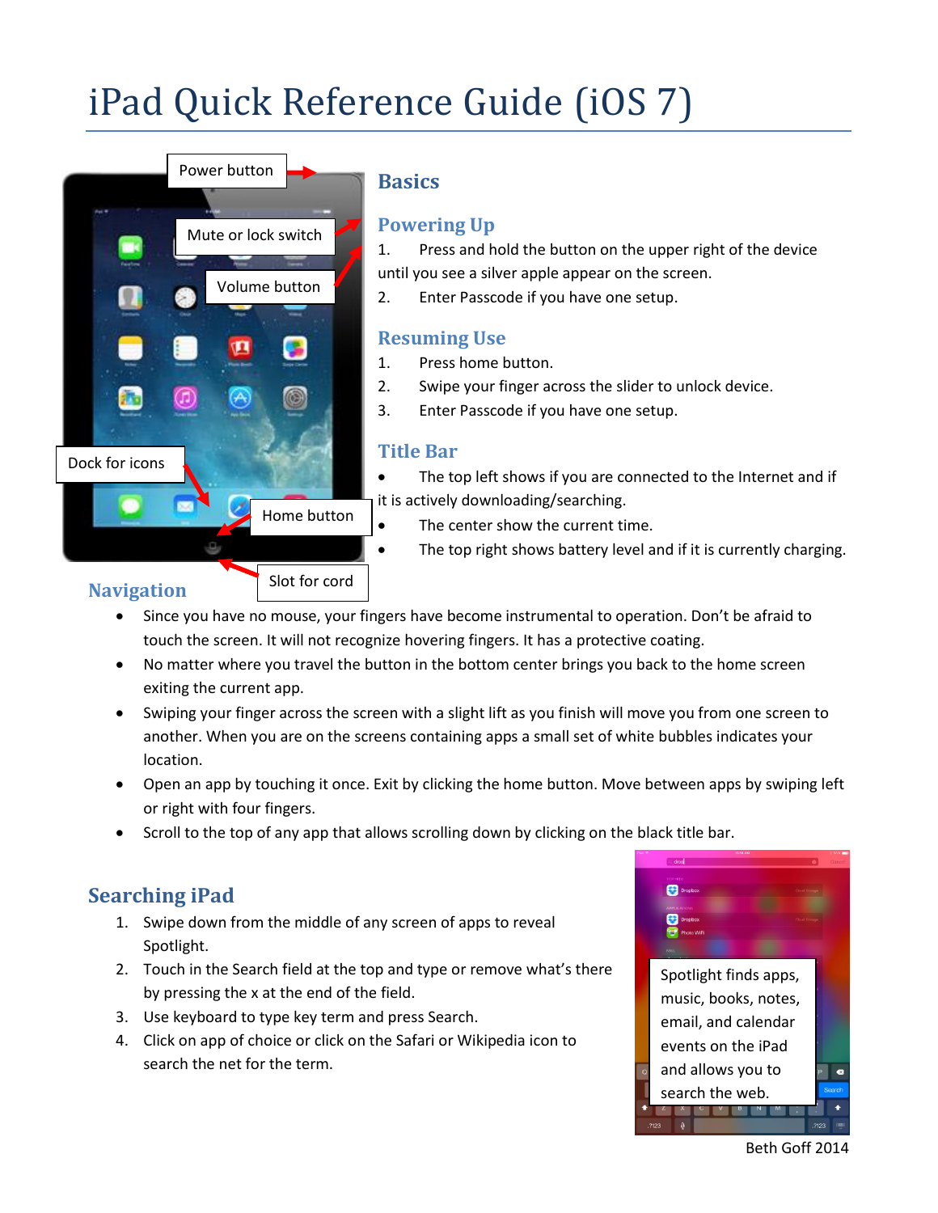# iPad Quick Reference Guide (iOS 7)

Power button

Mute or lock switch

Volume button

Dock for icons

Home button

Slot for cord

## Basics

### Powering Up

1. Press and hold the button on the upper right of the device until you see a silver apple appear on the screen.
2. Enter Passcode if you have one setup.

### Resuming Use

1. Press home button.
2. Swipe your finger across the slider to unlock device.
3. Enter Passcode if you have one setup.

### Title Bar

- The top left shows if you are connected to the Internet and if it is actively downloading/searching.
- The center show the current time.
- The top right shows battery level and if it is currently charging.

### Navigation

- Since you have no mouse, your fingers have become instrumental to operation. Don't be afraid to touch the screen. It will not recognize hovering fingers. It has a protective coating.
- No matter where you travel the button in the bottom center brings you back to the home screen exiting the current app.
- Swiping your finger across the screen with a slight lift as you finish will move you from one screen to another. When you are on the screens containing apps a small set of white bubbles indicates your location.
- Open an app by touching it once. Exit by clicking the home button. Move between apps by swiping left or right with four fingers.
- Scroll to the top of any app that allows scrolling down by clicking on the black title bar.

### Searching iPad

1. Swipe down from the middle of any screen of apps to reveal Spotlight.
2. Touch in the Search field at the top and type or remove what's there by pressing the x at the end of the field.
3. Use keyboard to type key term and press Search.
4. Click on app of choice or click on the Safari or Wikipedia icon to search the net for the term.

Spotlight finds apps, music, books, notes, email, and calendar events on the iPad and allows you to search the web.

Beth Goff 2014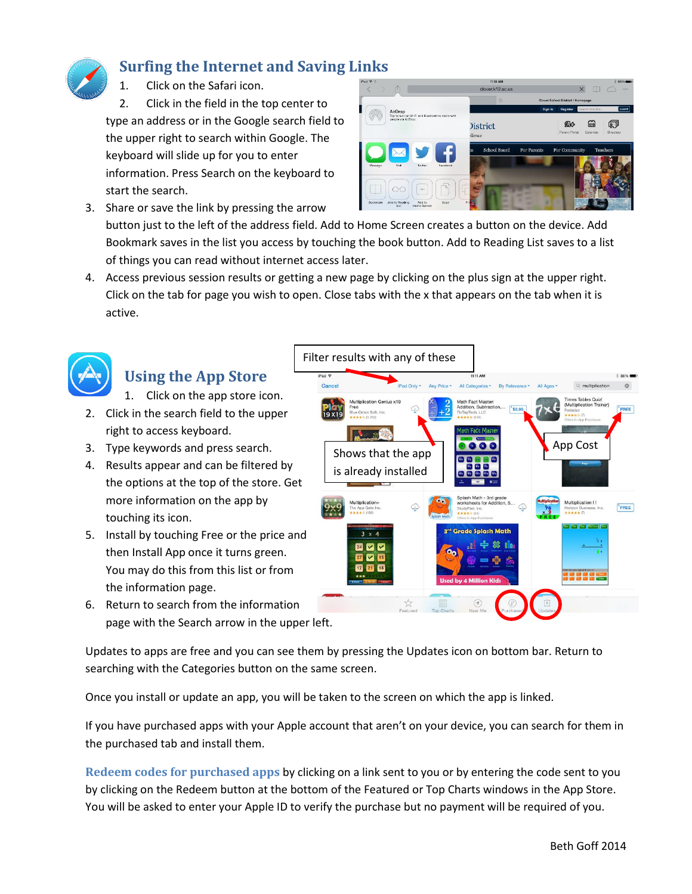## Surfing the Internet and Saving Links

1. Click on the Safari icon.
2. Click in the field in the top center to type an address or in the Google search field to the upper right to search within Google. The keyboard will slide up for you to enter information. Press Search on the keyboard to start the search.
3. Share or save the link by pressing the arrow button just to the left of the address field. Add to Home Screen creates a button on the device. Add Bookmark saves in the list you access by touching the book button. Add to Reading List saves to a list of things you can read without internet access later.
4. Access previous session results or getting a new page by clicking on the plus sign at the upper right. Click on the tab for page you wish to open. Close tabs with the x that appears on the tab when it is active.

## Using the App Store

Filter results with any of these

Shows that the app is already installed

App Cost

1. Click on the app store icon.
2. Click in the search field to the upper right to access keyboard.
3. Type keywords and press search.
4. Results appear and can be filtered by the options at the top of the store. Get more information on the app by touching its icon.
5. Install by touching Free or the price and then Install App once it turns green. You may do this from this list or from the information page.
6. Return to search from the information page with the Search arrow in the upper left.

Updates to apps are free and you can see them by pressing the Updates icon on bottom bar. Return to searching with the Categories button on the same screen.

Once you install or update an app, you will be taken to the screen on which the app is linked.

If you have purchased apps with your Apple account that aren't on your device, you can search for them in the purchased tab and install them.

**Redeem codes for purchased apps** by clicking on a link sent to you or by entering the code sent to you by clicking on the Redeem button at the bottom of the Featured or Top Charts windows in the App Store. You will be asked to enter your Apple ID to verify the purchase but no payment will be required of you.

Beth Goff 2014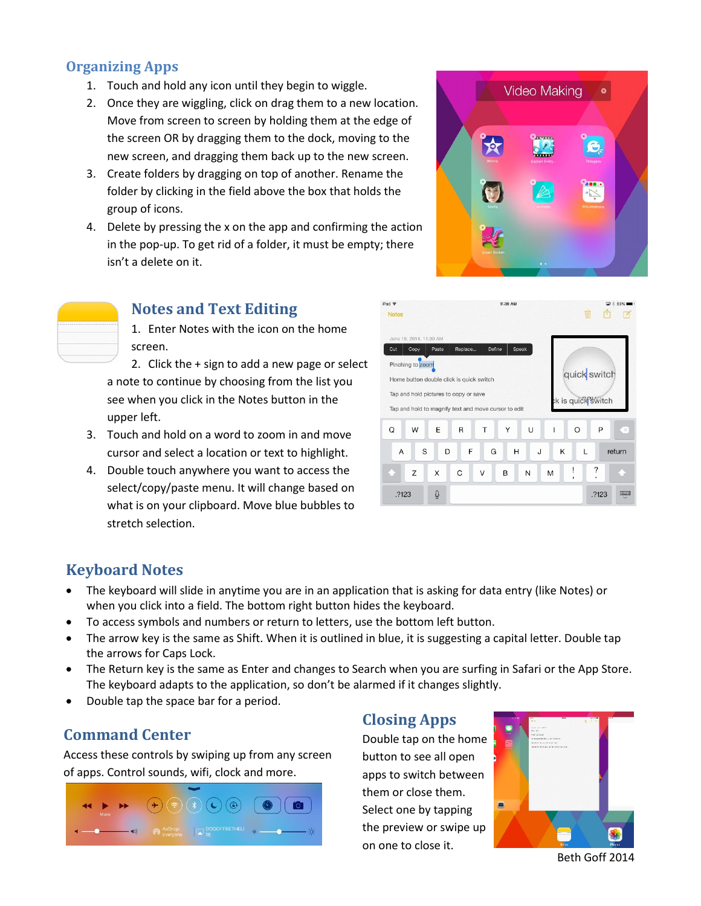## Organizing Apps

1. Touch and hold any icon until they begin to wiggle.
2. Once they are wiggling, click on drag them to a new location. Move from screen to screen by holding them at the edge of the screen OR by dragging them to the dock, moving to the new screen, and dragging them back up to the new screen.
3. Create folders by dragging on top of another. Rename the folder by clicking in the field above the box that holds the group of icons.
4. Delete by pressing the x on the app and confirming the action in the pop-up. To get rid of a folder, it must be empty; there isn't a delete on it.

## Notes and Text Editing

1. Enter Notes with the icon on the home screen.
2. Click the + sign to add a new page or select a note to continue by choosing from the list you see when you click in the Notes button in the upper left.
3. Touch and hold on a word to zoom in and move cursor and select a location or text to highlight.
4. Double touch anywhere you want to access the select/copy/paste menu. It will change based on what is on your clipboard. Move blue bubbles to stretch selection.

## Keyboard Notes

- The keyboard will slide in anytime you are in an application that is asking for data entry (like Notes) or when you click into a field. The bottom right button hides the keyboard.
- To access symbols and numbers or return to letters, use the bottom left button.
- The arrow key is the same as Shift. When it is outlined in blue, it is suggesting a capital letter. Double tap the arrows for Caps Lock.
- The Return key is the same as Enter and changes to Search when you are surfing in Safari or the App Store. The keyboard adapts to the application, so don't be alarmed if it changes slightly.
- Double tap the space bar for a period.

## Command Center

Access these controls by swiping up from any screen of apps. Control sounds, wifi, clock and more.

## Closing Apps

Double tap on the home button to see all open apps to switch between them or close them. Select one by tapping the preview or swipe up on one to close it.

Beth Goff 2014